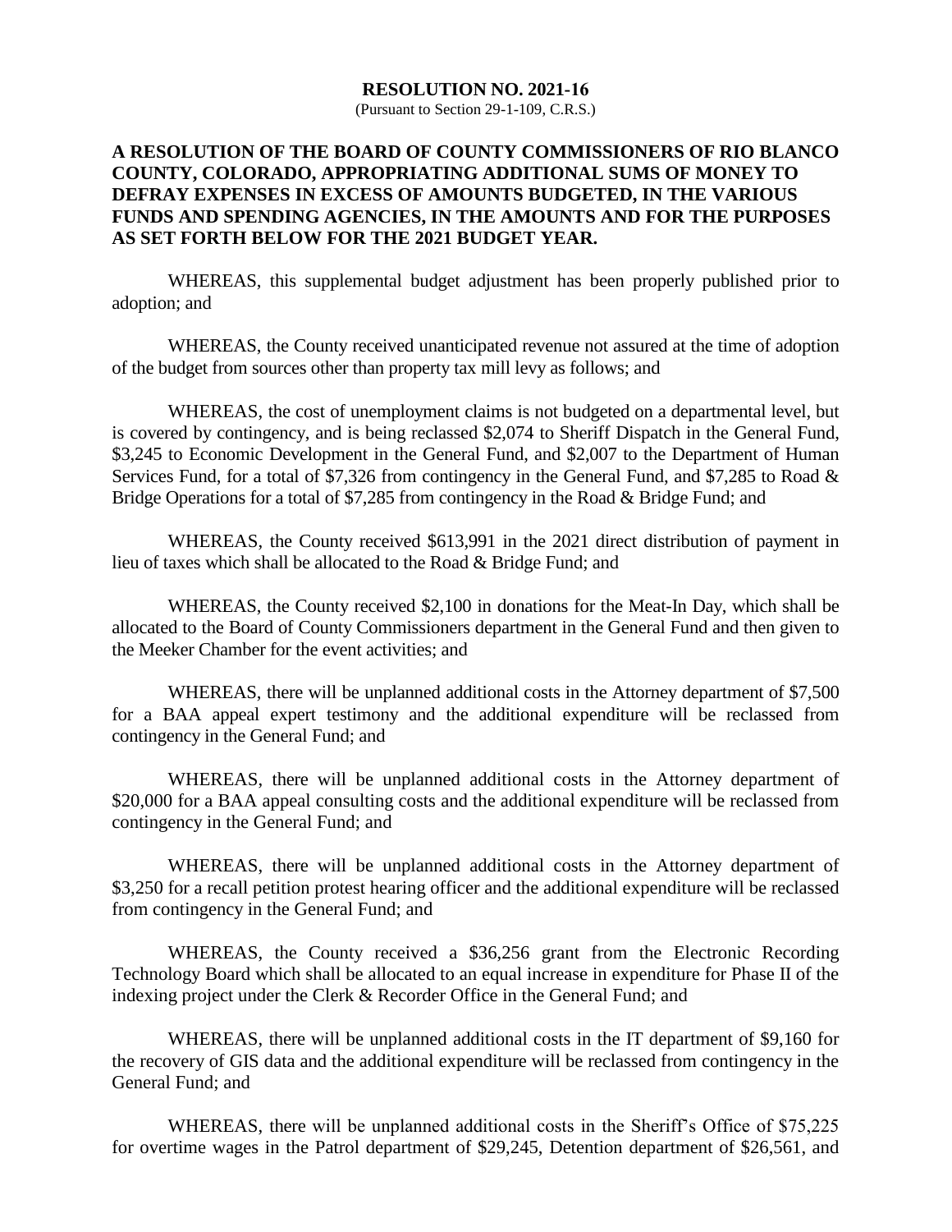**RESOLUTION NO. 2021-16**
(Pursuant to Section 29-1-109, C.R.S.)

**A RESOLUTION OF THE BOARD OF COUNTY COMMISSIONERS OF RIO BLANCO COUNTY, COLORADO, APPROPRIATING ADDITIONAL SUMS OF MONEY TO DEFRAY EXPENSES IN EXCESS OF AMOUNTS BUDGETED, IN THE VARIOUS FUNDS AND SPENDING AGENCIES, IN THE AMOUNTS AND FOR THE PURPOSES AS SET FORTH BELOW FOR THE 2021 BUDGET YEAR.**

WHEREAS, this supplemental budget adjustment has been properly published prior to adoption; and

WHEREAS, the County received unanticipated revenue not assured at the time of adoption of the budget from sources other than property tax mill levy as follows; and

WHEREAS, the cost of unemployment claims is not budgeted on a departmental level, but is covered by contingency, and is being reclassed $2,074 to Sheriff Dispatch in the General Fund, $3,245 to Economic Development in the General Fund, and $2,007 to the Department of Human Services Fund, for a total of $7,326 from contingency in the General Fund, and $7,285 to Road & Bridge Operations for a total of $7,285 from contingency in the Road & Bridge Fund; and

WHEREAS, the County received $613,991 in the 2021 direct distribution of payment in lieu of taxes which shall be allocated to the Road & Bridge Fund; and

WHEREAS, the County received $2,100 in donations for the Meat-In Day, which shall be allocated to the Board of County Commissioners department in the General Fund and then given to the Meeker Chamber for the event activities; and

WHEREAS, there will be unplanned additional costs in the Attorney department of $7,500 for a BAA appeal expert testimony and the additional expenditure will be reclassed from contingency in the General Fund; and

WHEREAS, there will be unplanned additional costs in the Attorney department of $20,000 for a BAA appeal consulting costs and the additional expenditure will be reclassed from contingency in the General Fund; and

WHEREAS, there will be unplanned additional costs in the Attorney department of $3,250 for a recall petition protest hearing officer and the additional expenditure will be reclassed from contingency in the General Fund; and

WHEREAS, the County received a $36,256 grant from the Electronic Recording Technology Board which shall be allocated to an equal increase in expenditure for Phase II of the indexing project under the Clerk & Recorder Office in the General Fund; and

WHEREAS, there will be unplanned additional costs in the IT department of $9,160 for the recovery of GIS data and the additional expenditure will be reclassed from contingency in the General Fund; and

WHEREAS, there will be unplanned additional costs in the Sheriff's Office of $75,225 for overtime wages in the Patrol department of $29,245, Detention department of $26,561, and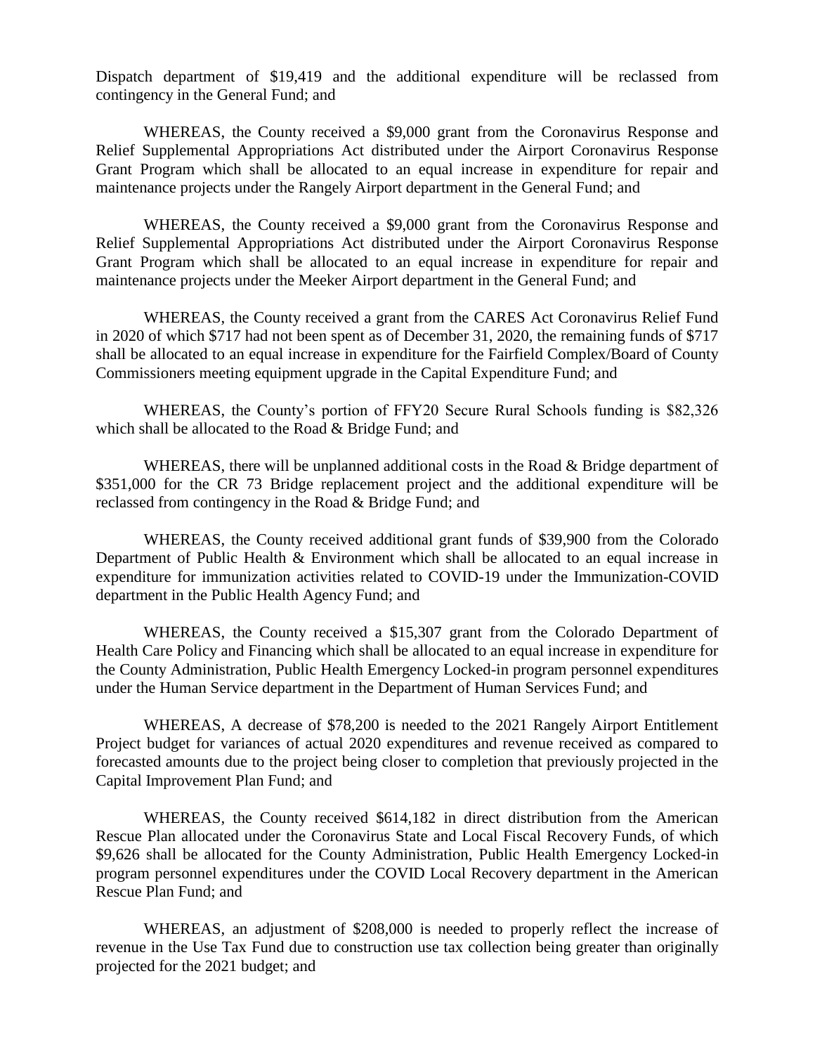Dispatch department of $19,419 and the additional expenditure will be reclassed from contingency in the General Fund; and

WHEREAS, the County received a $9,000 grant from the Coronavirus Response and Relief Supplemental Appropriations Act distributed under the Airport Coronavirus Response Grant Program which shall be allocated to an equal increase in expenditure for repair and maintenance projects under the Rangely Airport department in the General Fund; and

WHEREAS, the County received a $9,000 grant from the Coronavirus Response and Relief Supplemental Appropriations Act distributed under the Airport Coronavirus Response Grant Program which shall be allocated to an equal increase in expenditure for repair and maintenance projects under the Meeker Airport department in the General Fund; and

WHEREAS, the County received a grant from the CARES Act Coronavirus Relief Fund in 2020 of which $717 had not been spent as of December 31, 2020, the remaining funds of $717 shall be allocated to an equal increase in expenditure for the Fairfield Complex/Board of County Commissioners meeting equipment upgrade in the Capital Expenditure Fund; and

WHEREAS, the County's portion of FFY20 Secure Rural Schools funding is $82,326 which shall be allocated to the Road & Bridge Fund; and

WHEREAS, there will be unplanned additional costs in the Road & Bridge department of $351,000 for the CR 73 Bridge replacement project and the additional expenditure will be reclassed from contingency in the Road & Bridge Fund; and

WHEREAS, the County received additional grant funds of $39,900 from the Colorado Department of Public Health & Environment which shall be allocated to an equal increase in expenditure for immunization activities related to COVID-19 under the Immunization-COVID department in the Public Health Agency Fund; and

WHEREAS, the County received a $15,307 grant from the Colorado Department of Health Care Policy and Financing which shall be allocated to an equal increase in expenditure for the County Administration, Public Health Emergency Locked-in program personnel expenditures under the Human Service department in the Department of Human Services Fund; and

WHEREAS, A decrease of $78,200 is needed to the 2021 Rangely Airport Entitlement Project budget for variances of actual 2020 expenditures and revenue received as compared to forecasted amounts due to the project being closer to completion that previously projected in the Capital Improvement Plan Fund; and

WHEREAS, the County received $614,182 in direct distribution from the American Rescue Plan allocated under the Coronavirus State and Local Fiscal Recovery Funds, of which $9,626 shall be allocated for the County Administration, Public Health Emergency Locked-in program personnel expenditures under the COVID Local Recovery department in the American Rescue Plan Fund; and

WHEREAS, an adjustment of $208,000 is needed to properly reflect the increase of revenue in the Use Tax Fund due to construction use tax collection being greater than originally projected for the 2021 budget; and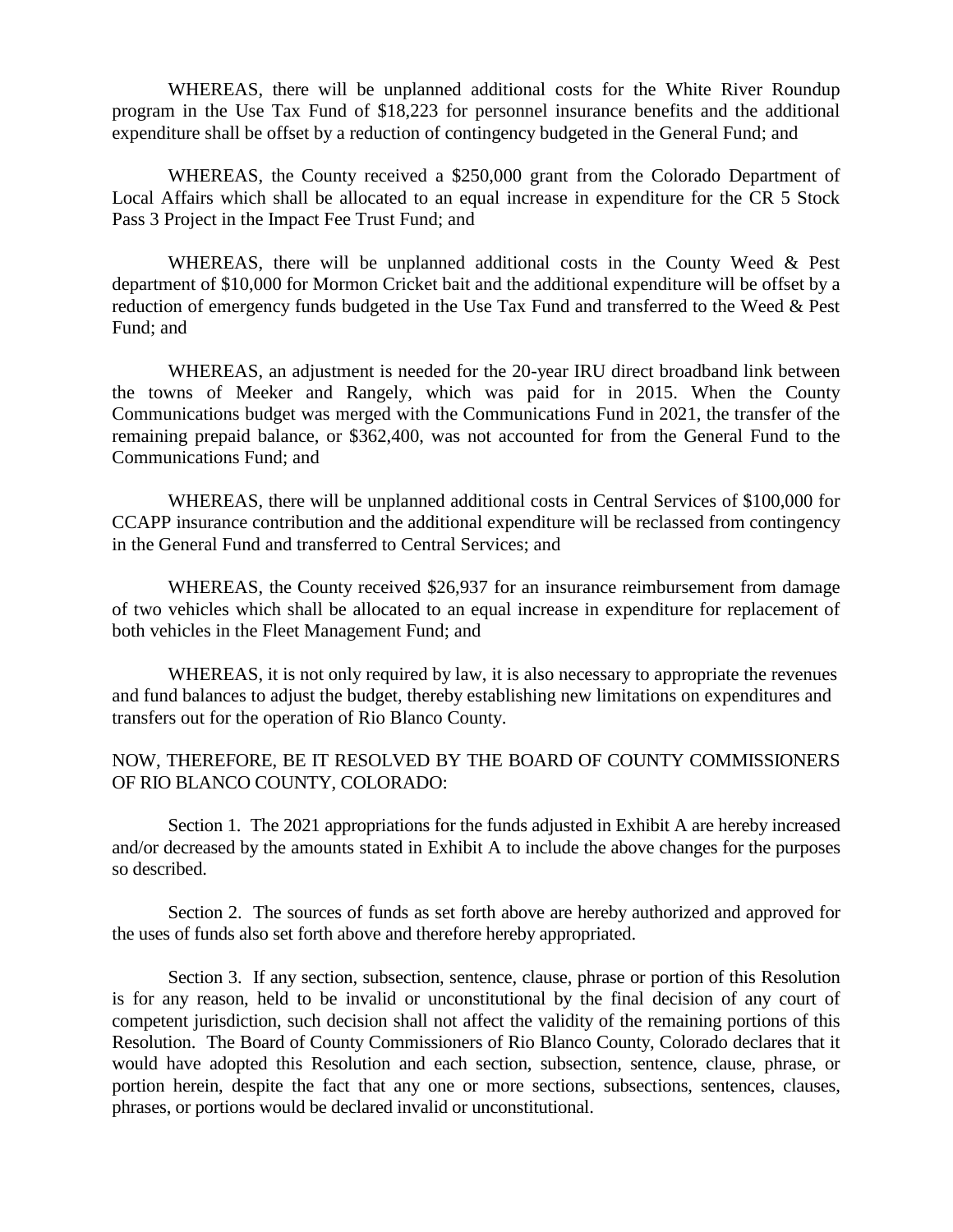WHEREAS, there will be unplanned additional costs for the White River Roundup program in the Use Tax Fund of $18,223 for personnel insurance benefits and the additional expenditure shall be offset by a reduction of contingency budgeted in the General Fund; and

WHEREAS, the County received a $250,000 grant from the Colorado Department of Local Affairs which shall be allocated to an equal increase in expenditure for the CR 5 Stock Pass 3 Project in the Impact Fee Trust Fund; and

WHEREAS, there will be unplanned additional costs in the County Weed & Pest department of $10,000 for Mormon Cricket bait and the additional expenditure will be offset by a reduction of emergency funds budgeted in the Use Tax Fund and transferred to the Weed & Pest Fund; and

WHEREAS, an adjustment is needed for the 20-year IRU direct broadband link between the towns of Meeker and Rangely, which was paid for in 2015. When the County Communications budget was merged with the Communications Fund in 2021, the transfer of the remaining prepaid balance, or $362,400, was not accounted for from the General Fund to the Communications Fund; and

WHEREAS, there will be unplanned additional costs in Central Services of $100,000 for CCAPP insurance contribution and the additional expenditure will be reclassed from contingency in the General Fund and transferred to Central Services; and

WHEREAS, the County received $26,937 for an insurance reimbursement from damage of two vehicles which shall be allocated to an equal increase in expenditure for replacement of both vehicles in the Fleet Management Fund; and

WHEREAS, it is not only required by law, it is also necessary to appropriate the revenues and fund balances to adjust the budget, thereby establishing new limitations on expenditures and transfers out for the operation of Rio Blanco County.

NOW, THEREFORE, BE IT RESOLVED BY THE BOARD OF COUNTY COMMISSIONERS OF RIO BLANCO COUNTY, COLORADO:

Section 1. The 2021 appropriations for the funds adjusted in Exhibit A are hereby increased and/or decreased by the amounts stated in Exhibit A to include the above changes for the purposes so described.

Section 2. The sources of funds as set forth above are hereby authorized and approved for the uses of funds also set forth above and therefore hereby appropriated.

Section 3. If any section, subsection, sentence, clause, phrase or portion of this Resolution is for any reason, held to be invalid or unconstitutional by the final decision of any court of competent jurisdiction, such decision shall not affect the validity of the remaining portions of this Resolution. The Board of County Commissioners of Rio Blanco County, Colorado declares that it would have adopted this Resolution and each section, subsection, sentence, clause, phrase, or portion herein, despite the fact that any one or more sections, subsections, sentences, clauses, phrases, or portions would be declared invalid or unconstitutional.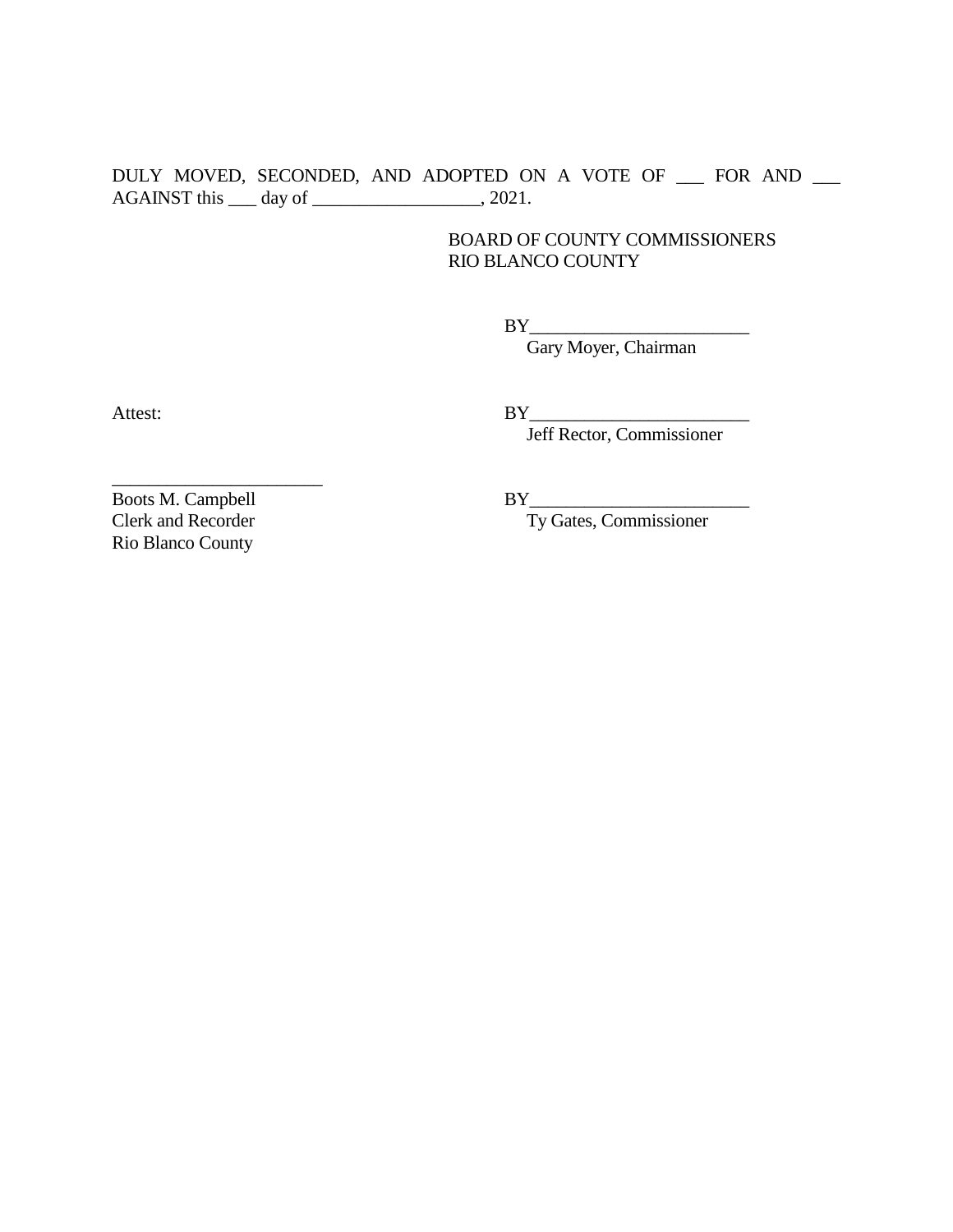DULY MOVED, SECONDED, AND ADOPTED ON A VOTE OF ___ FOR AND ___ AGAINST this ___ day of __________________, 2021.

BOARD OF COUNTY COMMISSIONERS
RIO BLANCO COUNTY

BY________________________
Gary Moyer, Chairman

Attest:

BY________________________
Jeff Rector, Commissioner

_______________________
Boots M. Campbell
Clerk and Recorder
Rio Blanco County

BY________________________
Ty Gates, Commissioner